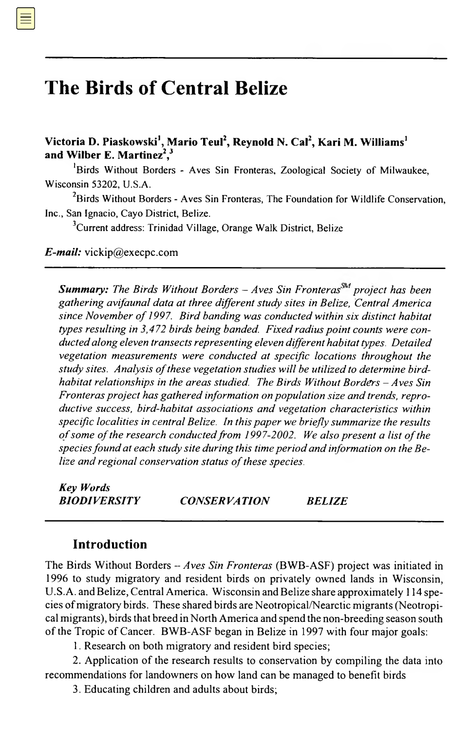# The Birds of Central Belize

**Victoria D. Piaskowski[1], Mario Teul[2], Reynold N. Cal[2], Kari M. Williams[1] and Wilber E. Martinez[2,3]**

[1]Birds Without Borders - Aves Sin Fronteras, Zoological Society of Milwaukee, Wisconsin 53202, U.S.A.

[2]Birds Without Borders - Aves Sin Fronteras, The Foundation for Wildlife Conservation, Inc., San Ignacio, Cayo District, Belize.

[3]Current address: Trinidad Village, Orange Walk District, Belize

***E-mail:*** vickip@execpc.com

***Summary:*** *The Birds Without Borders – Aves Sin Fronteras℠ project has been gathering avifaunal data at three different study sites in Belize, Central America since November of 1997. Bird banding was conducted within six distinct habitat types resulting in 3,472 birds being banded. Fixed radius point counts were conducted along eleven transects representing eleven different habitat types. Detailed vegetation measurements were conducted at specific locations throughout the study sites. Analysis of these vegetation studies will be utilized to determine bird-habitat relationships in the areas studied. The Birds Without Borders – Aves Sin Fronteras project has gathered information on population size and trends, reproductive success, bird-habitat associations and vegetation characteristics within specific localities in central Belize. In this paper we briefly summarize the results of some of the research conducted from 1997-2002. We also present a list of the species found at each study site during this time period and information on the Belize and regional conservation status of these species.*

***Key Words***

***BIODIVERSITY CONSERVATION BELIZE***

## Introduction

The Birds Without Borders – *Aves Sin Fronteras* (BWB-ASF) project was initiated in 1996 to study migratory and resident birds on privately owned lands in Wisconsin, U.S.A. and Belize, Central America. Wisconsin and Belize share approximately 114 species of migratory birds. These shared birds are Neotropical/Nearctic migrants (Neotropical migrants), birds that breed in North America and spend the non-breeding season south of the Tropic of Cancer. BWB-ASF began in Belize in 1997 with four major goals:

1. Research on both migratory and resident bird species;
2. Application of the research results to conservation by compiling the data into recommendations for landowners on how land can be managed to benefit birds
3. Educating children and adults about birds;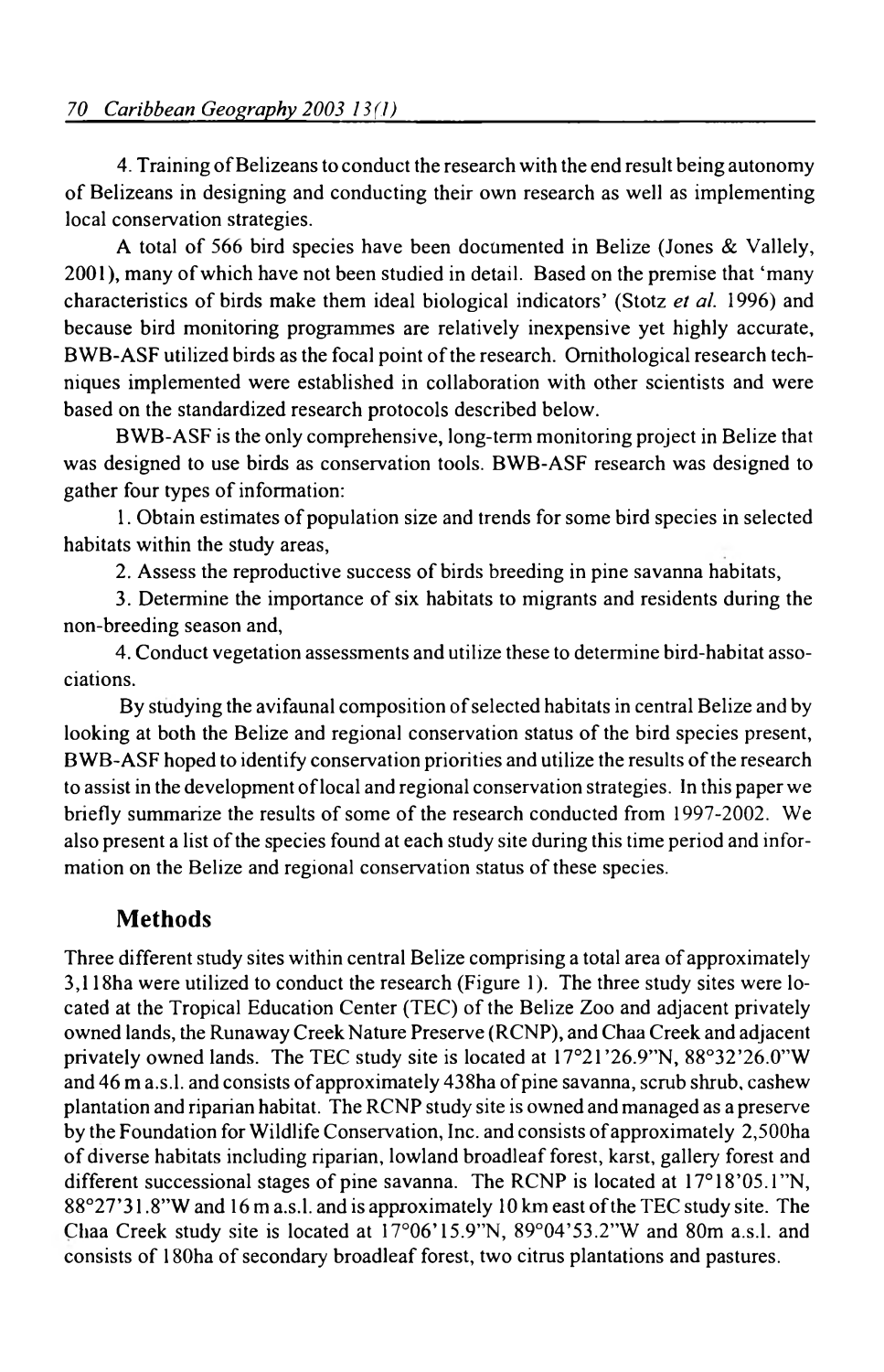4. Training of Belizeans to conduct the research with the end result being autonomy of Belizeans in designing and conducting their own research as well as implementing local conservation strategies.

A total of 566 bird species have been documented in Belize (Jones & Vallely, 2001), many of which have not been studied in detail. Based on the premise that 'many characteristics of birds make them ideal biological indicators' (Stotz *et al.* 1996) and because bird monitoring programmes are relatively inexpensive yet highly accurate, BWB-ASF utilized birds as the focal point of the research. Ornithological research techniques implemented were established in collaboration with other scientists and were based on the standardized research protocols described below.

BWB-ASF is the only comprehensive, long-term monitoring project in Belize that was designed to use birds as conservation tools. BWB-ASF research was designed to gather four types of information:

1. Obtain estimates of population size and trends for some bird species in selected habitats within the study areas,

2. Assess the reproductive success of birds breeding in pine savanna habitats,

3. Determine the importance of six habitats to migrants and residents during the non-breeding season and,

4. Conduct vegetation assessments and utilize these to determine bird-habitat associations.

By studying the avifaunal composition of selected habitats in central Belize and by looking at both the Belize and regional conservation status of the bird species present, BWB-ASF hoped to identify conservation priorities and utilize the results of the research to assist in the development of local and regional conservation strategies. In this paper we briefly summarize the results of some of the research conducted from 1997-2002. We also present a list of the species found at each study site during this time period and information on the Belize and regional conservation status of these species.

## Methods

Three different study sites within central Belize comprising a total area of approximately 3,118ha were utilized to conduct the research (Figure 1). The three study sites were located at the Tropical Education Center (TEC) of the Belize Zoo and adjacent privately owned lands, the Runaway Creek Nature Preserve (RCNP), and Chaa Creek and adjacent privately owned lands. The TEC study site is located at 17°21'26.9"N, 88°32'26.0"W and 46 m a.s.l. and consists of approximately 438ha of pine savanna, scrub shrub, cashew plantation and riparian habitat. The RCNP study site is owned and managed as a preserve by the Foundation for Wildlife Conservation, Inc. and consists of approximately 2,500ha of diverse habitats including riparian, lowland broadleaf forest, karst, gallery forest and different successional stages of pine savanna. The RCNP is located at 17°18'05.1"N, 88°27'31.8"W and 16 m a.s.l. and is approximately 10 km east of the TEC study site. The Chaa Creek study site is located at 17°06'15.9"N, 89°04'53.2"W and 80m a.s.l. and consists of 180ha of secondary broadleaf forest, two citrus plantations and pastures.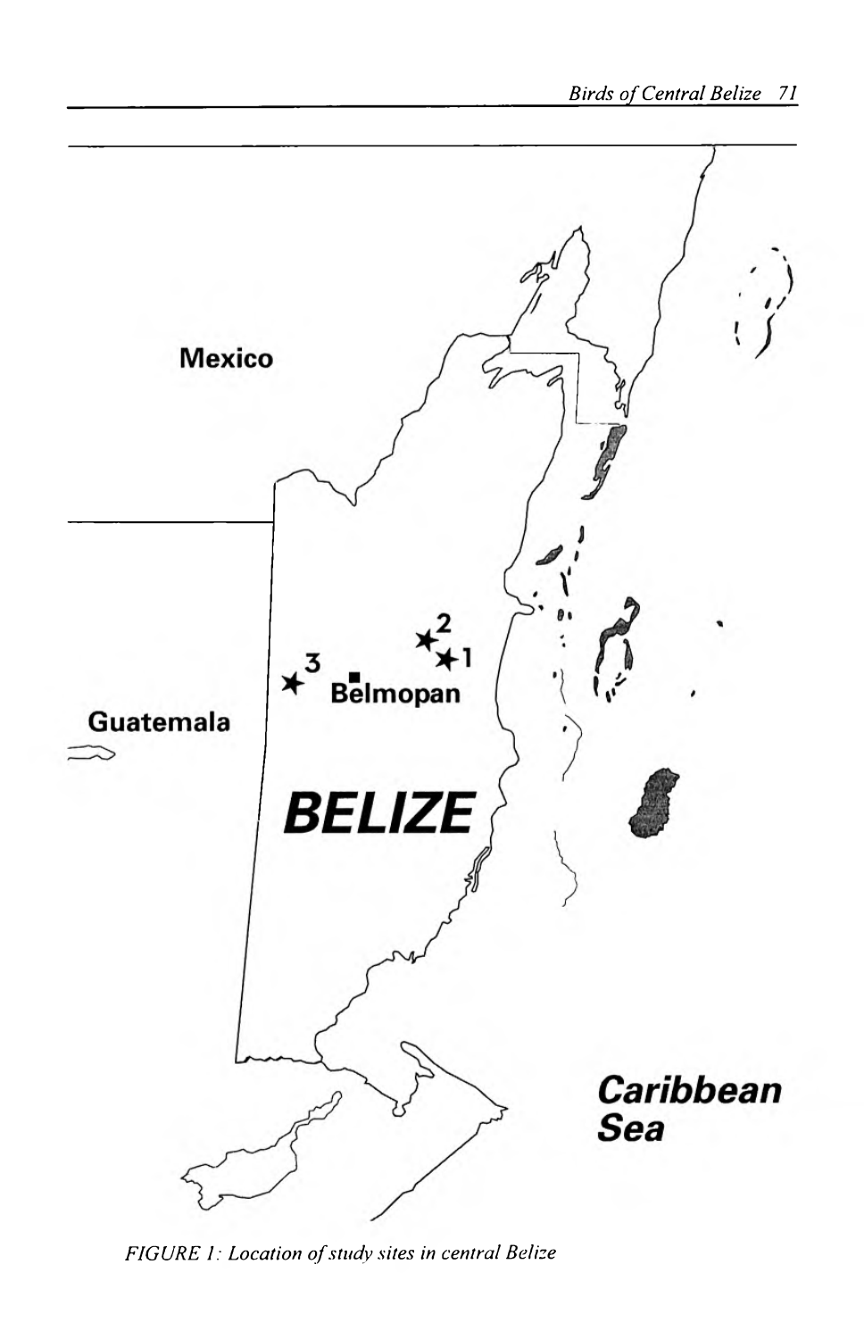FIGURE 1: Location of study sites in central Belize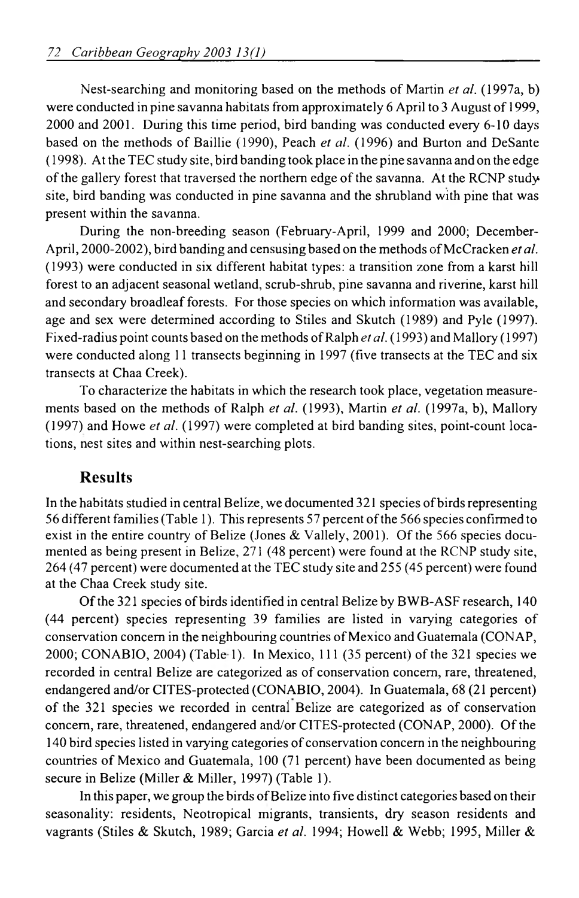Nest-searching and monitoring based on the methods of Martin *et al.* (1997a, b) were conducted in pine savanna habitats from approximately 6 April to 3 August of 1999, 2000 and 2001. During this time period, bird banding was conducted every 6-10 days based on the methods of Baillie (1990), Peach *et al.* (1996) and Burton and DeSante (1998). At the TEC study site, bird banding took place in the pine savanna and on the edge of the gallery forest that traversed the northern edge of the savanna. At the RCNP study site, bird banding was conducted in pine savanna and the shrubland with pine that was present within the savanna.

During the non-breeding season (February-April, 1999 and 2000; December-April, 2000-2002), bird banding and censusing based on the methods of McCracken *et al.* (1993) were conducted in six different habitat types: a transition zone from a karst hill forest to an adjacent seasonal wetland, scrub-shrub, pine savanna and riverine, karst hill and secondary broadleaf forests. For those species on which information was available, age and sex were determined according to Stiles and Skutch (1989) and Pyle (1997). Fixed-radius point counts based on the methods of Ralph *et al.* (1993) and Mallory (1997) were conducted along 11 transects beginning in 1997 (five transects at the TEC and six transects at Chaa Creek).

To characterize the habitats in which the research took place, vegetation measurements based on the methods of Ralph *et al.* (1993), Martin *et al.* (1997a, b), Mallory (1997) and Howe *et al.* (1997) were completed at bird banding sites, point-count locations, nest sites and within nest-searching plots.

## Results

In the habitats studied in central Belize, we documented 321 species of birds representing 56 different families (Table 1). This represents 57 percent of the 566 species confirmed to exist in the entire country of Belize (Jones & Vallely, 2001). Of the 566 species documented as being present in Belize, 271 (48 percent) were found at the RCNP study site, 264 (47 percent) were documented at the TEC study site and 255 (45 percent) were found at the Chaa Creek study site.

Of the 321 species of birds identified in central Belize by BWB-ASF research, 140 (44 percent) species representing 39 families are listed in varying categories of conservation concern in the neighbouring countries of Mexico and Guatemala (CONAP, 2000; CONABIO, 2004) (Table 1). In Mexico, 111 (35 percent) of the 321 species we recorded in central Belize are categorized as of conservation concern, rare, threatened, endangered and/or CITES-protected (CONABIO, 2004). In Guatemala, 68 (21 percent) of the 321 species we recorded in central Belize are categorized as of conservation concern, rare, threatened, endangered and/or CITES-protected (CONAP, 2000). Of the 140 bird species listed in varying categories of conservation concern in the neighbouring countries of Mexico and Guatemala, 100 (71 percent) have been documented as being secure in Belize (Miller & Miller, 1997) (Table 1).

In this paper, we group the birds of Belize into five distinct categories based on their seasonality: residents, Neotropical migrants, transients, dry season residents and vagrants (Stiles & Skutch, 1989; Garcia *et al.* 1994; Howell & Webb; 1995, Miller &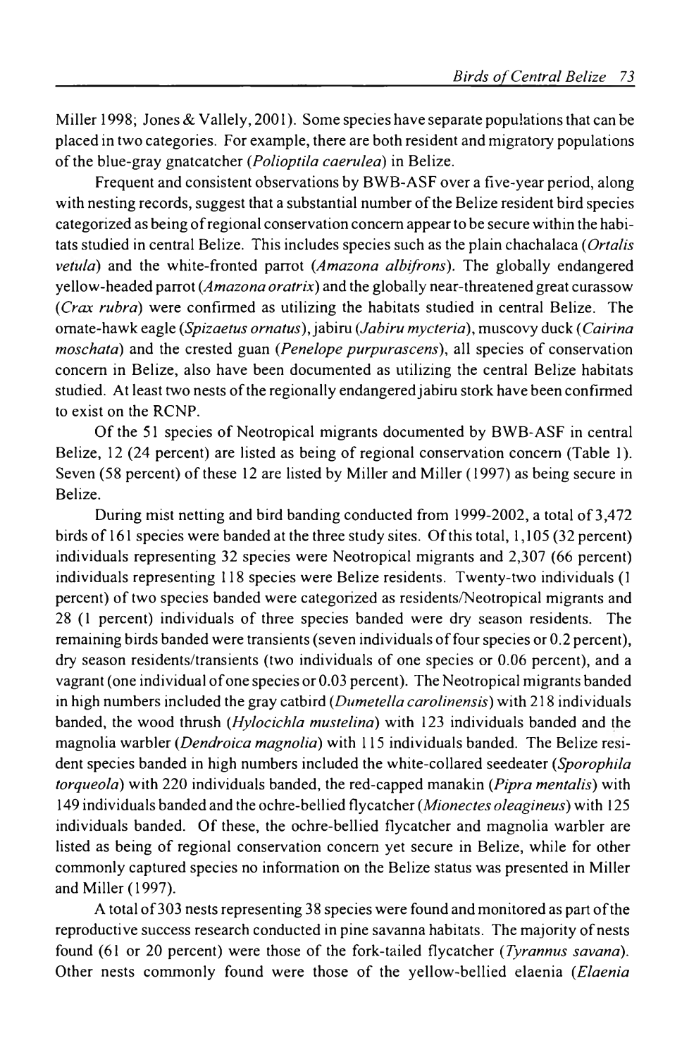Miller 1998; Jones & Vallely, 2001). Some species have separate populations that can be placed in two categories. For example, there are both resident and migratory populations of the blue-gray gnatcatcher (*Polioptila caerulea*) in Belize.

Frequent and consistent observations by BWB-ASF over a five-year period, along with nesting records, suggest that a substantial number of the Belize resident bird species categorized as being of regional conservation concern appear to be secure within the habitats studied in central Belize. This includes species such as the plain chachalaca (*Ortalis vetula*) and the white-fronted parrot (*Amazona albifrons*). The globally endangered yellow-headed parrot (*Amazona oratrix*) and the globally near-threatened great curassow (*Crax rubra*) were confirmed as utilizing the habitats studied in central Belize. The ornate-hawk eagle (*Spizaetus ornatus*), jabiru (*Jabiru mycteria*), muscovy duck (*Cairina moschata*) and the crested guan (*Penelope purpurascens*), all species of conservation concern in Belize, also have been documented as utilizing the central Belize habitats studied. At least two nests of the regionally endangered jabiru stork have been confirmed to exist on the RCNP.

Of the 51 species of Neotropical migrants documented by BWB-ASF in central Belize, 12 (24 percent) are listed as being of regional conservation concern (Table 1). Seven (58 percent) of these 12 are listed by Miller and Miller (1997) as being secure in Belize.

During mist netting and bird banding conducted from 1999-2002, a total of 3,472 birds of 161 species were banded at the three study sites. Of this total, 1,105 (32 percent) individuals representing 32 species were Neotropical migrants and 2,307 (66 percent) individuals representing 118 species were Belize residents. Twenty-two individuals (1 percent) of two species banded were categorized as residents/Neotropical migrants and 28 (1 percent) individuals of three species banded were dry season residents. The remaining birds banded were transients (seven individuals of four species or 0.2 percent), dry season residents/transients (two individuals of one species or 0.06 percent), and a vagrant (one individual of one species or 0.03 percent). The Neotropical migrants banded in high numbers included the gray catbird (*Dumetella carolinensis*) with 218 individuals banded, the wood thrush (*Hylocichla mustelina*) with 123 individuals banded and the magnolia warbler (*Dendroica magnolia*) with 115 individuals banded. The Belize resident species banded in high numbers included the white-collared seedeater (*Sporophila torqueola*) with 220 individuals banded, the red-capped manakin (*Pipra mentalis*) with 149 individuals banded and the ochre-bellied flycatcher (*Mionectes oleagineus*) with 125 individuals banded. Of these, the ochre-bellied flycatcher and magnolia warbler are listed as being of regional conservation concern yet secure in Belize, while for other commonly captured species no information on the Belize status was presented in Miller and Miller (1997).

A total of 303 nests representing 38 species were found and monitored as part of the reproductive success research conducted in pine savanna habitats. The majority of nests found (61 or 20 percent) were those of the fork-tailed flycatcher (*Tyrannus savana*). Other nests commonly found were those of the yellow-bellied elaenia (*Elaenia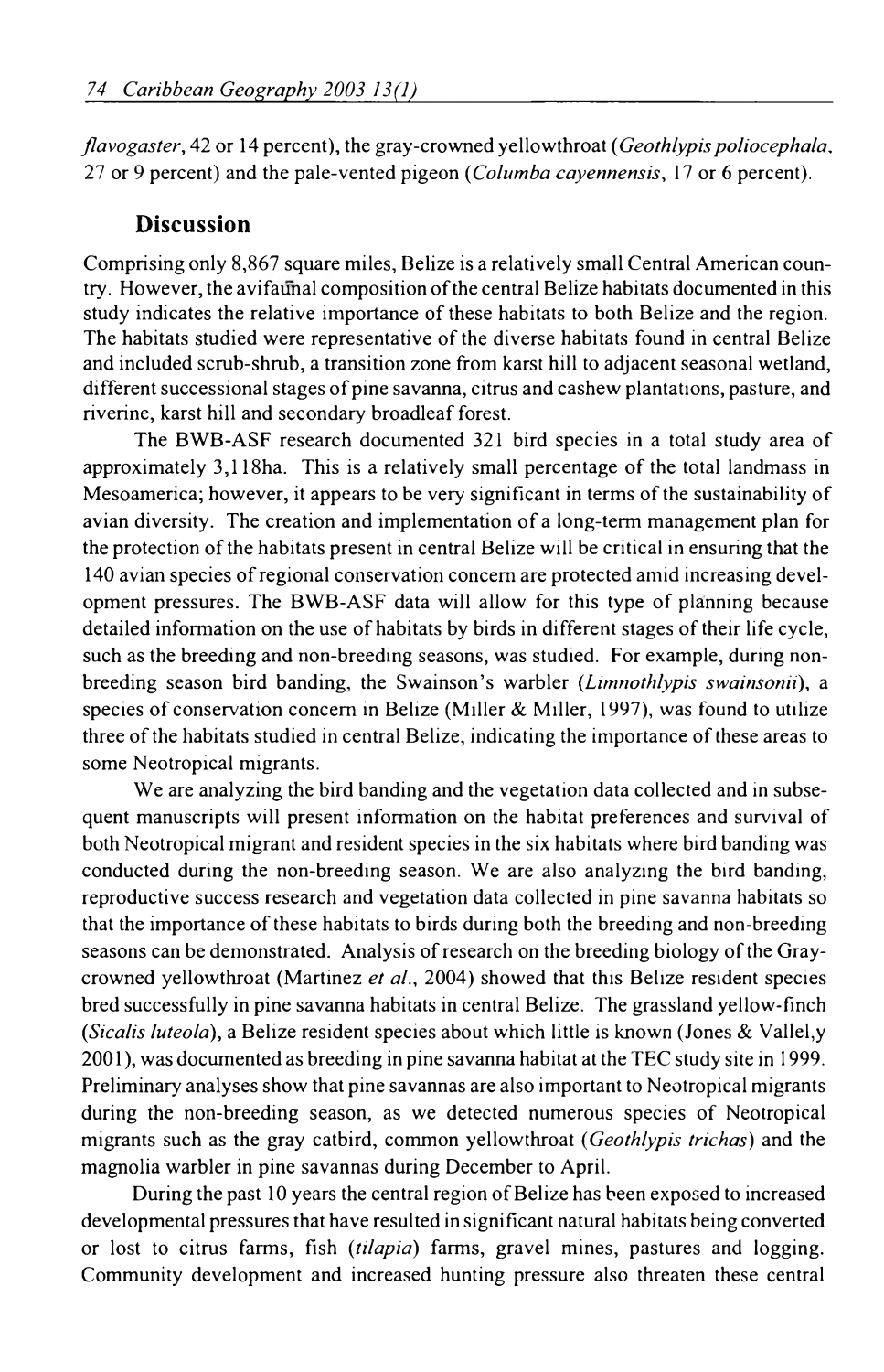*flavogaster*, 42 or 14 percent), the gray-crowned yellowthroat (*Geothlypis poliocephala*, 27 or 9 percent) and the pale-vented pigeon (*Columba cayennensis*, 17 or 6 percent).

## Discussion

Comprising only 8,867 square miles, Belize is a relatively small Central American country. However, the avifaunal composition of the central Belize habitats documented in this study indicates the relative importance of these habitats to both Belize and the region. The habitats studied were representative of the diverse habitats found in central Belize and included scrub-shrub, a transition zone from karst hill to adjacent seasonal wetland, different successional stages of pine savanna, citrus and cashew plantations, pasture, and riverine, karst hill and secondary broadleaf forest.

The BWB-ASF research documented 321 bird species in a total study area of approximately 3,118ha. This is a relatively small percentage of the total landmass in Mesoamerica; however, it appears to be very significant in terms of the sustainability of avian diversity. The creation and implementation of a long-term management plan for the protection of the habitats present in central Belize will be critical in ensuring that the 140 avian species of regional conservation concern are protected amid increasing development pressures. The BWB-ASF data will allow for this type of planning because detailed information on the use of habitats by birds in different stages of their life cycle, such as the breeding and non-breeding seasons, was studied. For example, during non-breeding season bird banding, the Swainson's warbler (*Limnothlypis swainsonii*), a species of conservation concern in Belize (Miller & Miller, 1997), was found to utilize three of the habitats studied in central Belize, indicating the importance of these areas to some Neotropical migrants.

We are analyzing the bird banding and the vegetation data collected and in subsequent manuscripts will present information on the habitat preferences and survival of both Neotropical migrant and resident species in the six habitats where bird banding was conducted during the non-breeding season. We are also analyzing the bird banding, reproductive success research and vegetation data collected in pine savanna habitats so that the importance of these habitats to birds during both the breeding and non-breeding seasons can be demonstrated. Analysis of research on the breeding biology of the Gray-crowned yellowthroat (Martinez *et al.*, 2004) showed that this Belize resident species bred successfully in pine savanna habitats in central Belize. The grassland yellow-finch (*Sicalis luteola*), a Belize resident species about which little is known (Jones & Vallel,y 2001), was documented as breeding in pine savanna habitat at the TEC study site in 1999. Preliminary analyses show that pine savannas are also important to Neotropical migrants during the non-breeding season, as we detected numerous species of Neotropical migrants such as the gray catbird, common yellowthroat (*Geothlypis trichas*) and the magnolia warbler in pine savannas during December to April.

During the past 10 years the central region of Belize has been exposed to increased developmental pressures that have resulted in significant natural habitats being converted or lost to citrus farms, fish (*tilapia*) farms, gravel mines, pastures and logging. Community development and increased hunting pressure also threaten these central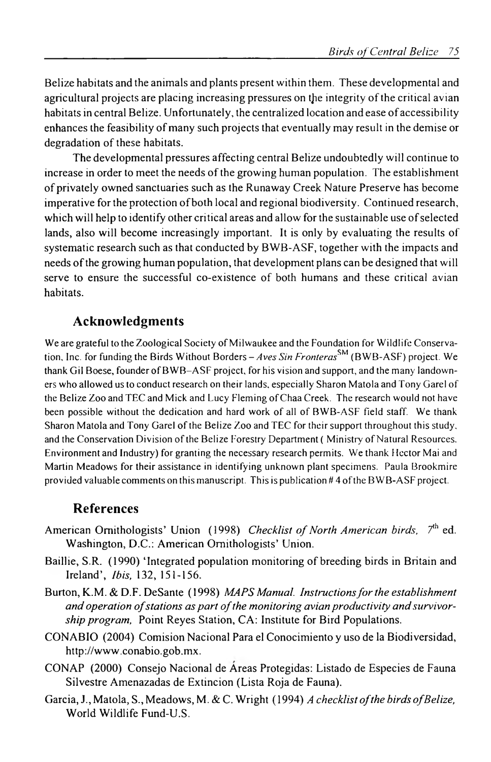Belize habitats and the animals and plants present within them. These developmental and agricultural projects are placing increasing pressures on the integrity of the critical avian habitats in central Belize. Unfortunately, the centralized location and ease of accessibility enhances the feasibility of many such projects that eventually may result in the demise or degradation of these habitats.

The developmental pressures affecting central Belize undoubtedly will continue to increase in order to meet the needs of the growing human population. The establishment of privately owned sanctuaries such as the Runaway Creek Nature Preserve has become imperative for the protection of both local and regional biodiversity. Continued research, which will help to identify other critical areas and allow for the sustainable use of selected lands, also will become increasingly important. It is only by evaluating the results of systematic research such as that conducted by BWB-ASF, together with the impacts and needs of the growing human population, that development plans can be designed that will serve to ensure the successful co-existence of both humans and these critical avian habitats.

## Acknowledgments

We are grateful to the Zoological Society of Milwaukee and the Foundation for Wildlife Conservation, Inc. for funding the Birds Without Borders – *Aves Sin Fronteras*SM (BWB-ASF) project. We thank Gil Boese, founder of BWB–ASF project, for his vision and support, and the many landowners who allowed us to conduct research on their lands, especially Sharon Matola and Tony Garel of the Belize Zoo and TEC and Mick and Lucy Fleming of Chaa Creek. The research would not have been possible without the dedication and hard work of all of BWB-ASF field staff. We thank Sharon Matola and Tony Garel of the Belize Zoo and TEC for their support throughout this study, and the Conservation Division of the Belize Forestry Department ( Ministry of Natural Resources, Environment and Industry) for granting the necessary research permits. We thank Hector Mai and Martin Meadows for their assistance in identifying unknown plant specimens. Paula Brookmire provided valuable comments on this manuscript. This is publication # 4 of the BWB-ASF project.

## References

American Ornithologists' Union (1998) *Checklist of North American birds*, 7th ed. Washington, D.C.: American Ornithologists' Union.

Baillie, S.R. (1990) 'Integrated population monitoring of breeding birds in Britain and Ireland', *Ibis*, 132, 151-156.

Burton, K.M. & D.F. DeSante (1998) *MAPS Manual. Instructions for the establishment and operation of stations as part of the monitoring avian productivity and survivorship program*, Point Reyes Station, CA: Institute for Bird Populations.

CONABIO (2004) Comision Nacional Para el Conocimiento y uso de la Biodiversidad, http://www.conabio.gob.mx.

CONAP (2000) Consejo Nacional de Áreas Protegidas: Listado de Especies de Fauna Silvestre Amenazadas de Extincion (Lista Roja de Fauna).

Garcia, J., Matola, S., Meadows, M. & C. Wright (1994) *A checklist of the birds of Belize*, World Wildlife Fund-U.S.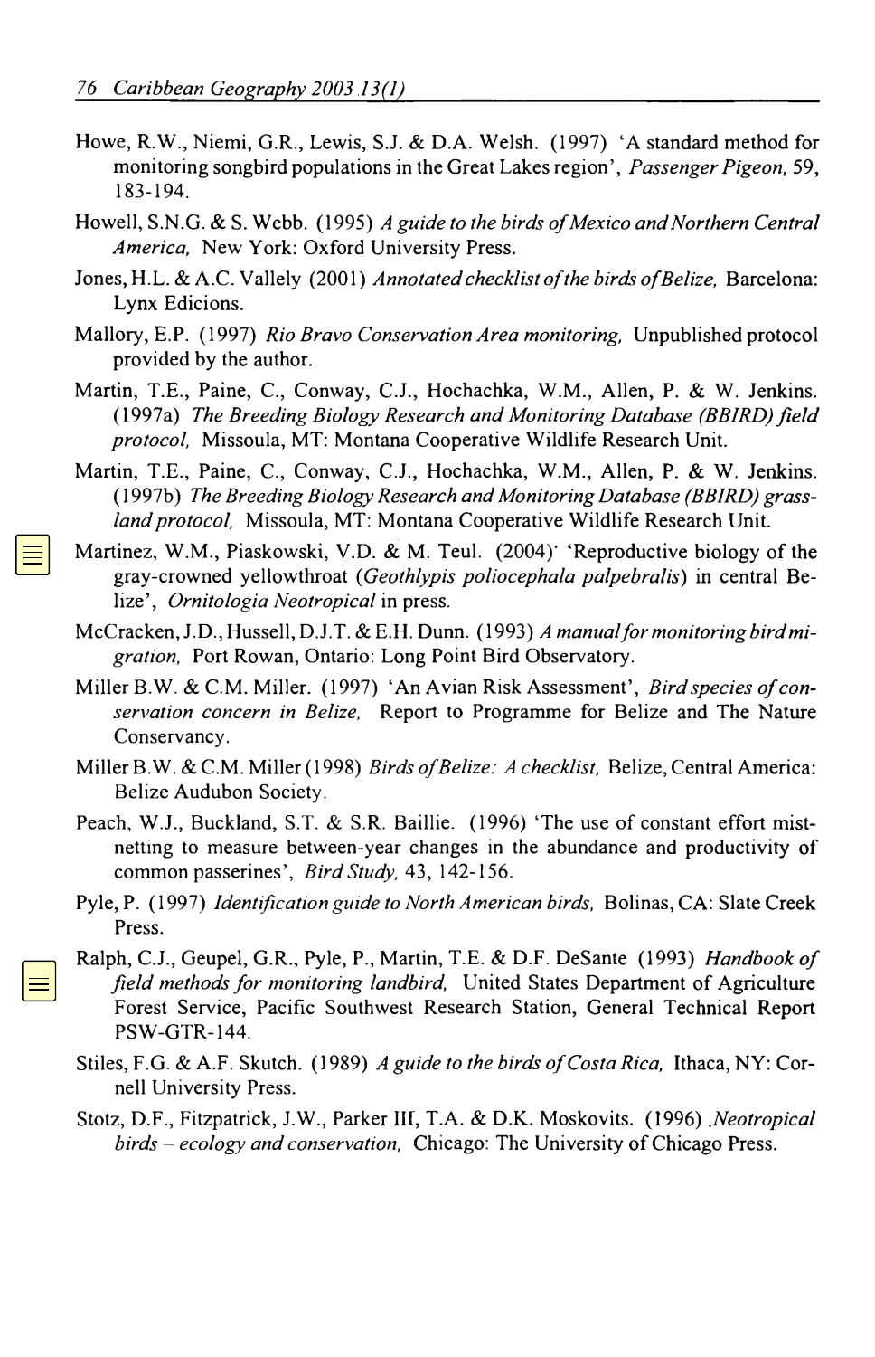Howe, R.W., Niemi, G.R., Lewis, S.J. & D.A. Welsh. (1997) 'A standard method for monitoring songbird populations in the Great Lakes region', *Passenger Pigeon,* 59, 183-194.

Howell, S.N.G. & S. Webb. (1995) *A guide to the birds of Mexico and Northern Central America,* New York: Oxford University Press.

Jones, H.L. & A.C. Vallely (2001) *Annotated checklist of the birds of Belize,* Barcelona: Lynx Edicions.

Mallory, E.P. (1997) *Rio Bravo Conservation Area monitoring,* Unpublished protocol provided by the author.

Martin, T.E., Paine, C., Conway, C.J., Hochachka, W.M., Allen, P. & W. Jenkins. (1997a) *The Breeding Biology Research and Monitoring Database (BBIRD) field protocol,* Missoula, MT: Montana Cooperative Wildlife Research Unit.

Martin, T.E., Paine, C., Conway, C.J., Hochachka, W.M., Allen, P. & W. Jenkins. (1997b) *The Breeding Biology Research and Monitoring Database (BBIRD) grassland protocol,* Missoula, MT: Montana Cooperative Wildlife Research Unit.

Martinez, W.M., Piaskowski, V.D. & M. Teul. (2004)' 'Reproductive biology of the gray-crowned yellowthroat (*Geothlypis poliocephala palpebralis*) in central Belize', *Ornitologia Neotropical* in press.

McCracken, J.D., Hussell, D.J.T. & E.H. Dunn. (1993) *A manual for monitoring bird migration,* Port Rowan, Ontario: Long Point Bird Observatory.

Miller B.W. & C.M. Miller. (1997) 'An Avian Risk Assessment', *Bird species of conservation concern in Belize,* Report to Programme for Belize and The Nature Conservancy.

Miller B.W. & C.M. Miller (1998) *Birds of Belize: A checklist,* Belize, Central America: Belize Audubon Society.

Peach, W.J., Buckland, S.T. & S.R. Baillie. (1996) 'The use of constant effort mist-netting to measure between-year changes in the abundance and productivity of common passerines', *Bird Study,* 43, 142-156.

Pyle, P. (1997) *Identification guide to North American birds,* Bolinas, CA: Slate Creek Press.

Ralph, C.J., Geupel, G.R., Pyle, P., Martin, T.E. & D.F. DeSante (1993) *Handbook of field methods for monitoring landbird,* United States Department of Agriculture Forest Service, Pacific Southwest Research Station, General Technical Report PSW-GTR-144.

Stiles, F.G. & A.F. Skutch. (1989) *A guide to the birds of Costa Rica,* Ithaca, NY: Cornell University Press.

Stotz, D.F., Fitzpatrick, J.W., Parker III, T.A. & D.K. Moskovits. (1996) *.Neotropical birds – ecology and conservation,* Chicago: The University of Chicago Press.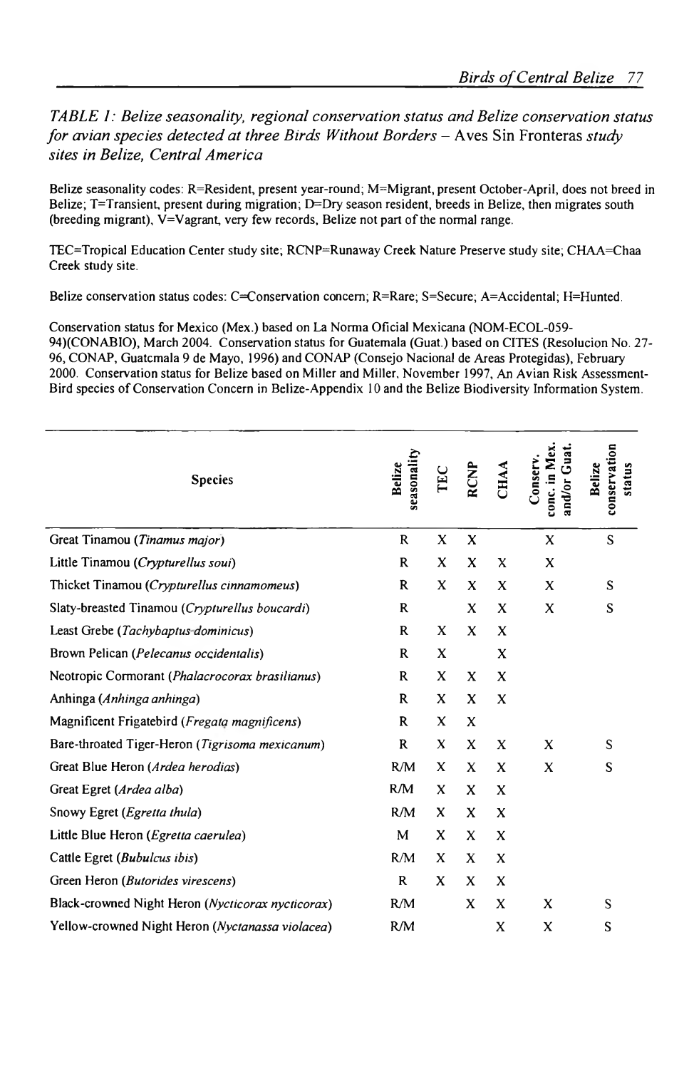*TABLE 1: Belize seasonality, regional conservation status and Belize conservation status for avian species detected at three Birds Without Borders –* Aves Sin Fronteras *study sites in Belize, Central America*

Belize seasonality codes: R=Resident, present year-round; M=Migrant, present October-April, does not breed in Belize; T=Transient, present during migration; D=Dry season resident, breeds in Belize, then migrates south (breeding migrant), V=Vagrant, very few records, Belize not part of the normal range.

TEC=Tropical Education Center study site; RCNP=Runaway Creek Nature Preserve study site; CHAA=Chaa Creek study site.

Belize conservation status codes: C=Conservation concern; R=Rare; S=Secure; A=Accidental; H=Hunted.

Conservation status for Mexico (Mex.) based on La Norma Oficial Mexicana (NOM-ECOL-059-94)(CONABIO), March 2004. Conservation status for Guatemala (Guat.) based on CITES (Resolucion No. 27-96, CONAP, Guatemala 9 de Mayo, 1996) and CONAP (Consejo Nacional de Areas Protegidas), February 2000. Conservation status for Belize based on Miller and Miller, November 1997, An Avian Risk Assessment-Bird species of Conservation Concern in Belize-Appendix 10 and the Belize Biodiversity Information System.

| Species | Belize seasonality | TEC | RCNP | CHAA | Conserv. conc. in Mex. and/or Guat. | Belize conservation status |
|---|---|---|---|---|---|---|
| Great Tinamou (*Tinamus major*) | R | X | X | | X | S |
| Little Tinamou (*Crypturellus soui*) | R | X | X | X | X | |
| Thicket Tinamou (*Crypturellus cinnamomeus*) | R | X | X | X | X | S |
| Slaty-breasted Tinamou (*Crypturellus boucardi*) | R | | X | X | X | S |
| Least Grebe (*Tachybaptus dominicus*) | R | X | X | X | | |
| Brown Pelican (*Pelecanus occidentalis*) | R | X | | X | | |
| Neotropic Cormorant (*Phalacrocorax brasilianus*) | R | X | X | X | | |
| Anhinga (*Anhinga anhinga*) | R | X | X | X | | |
| Magnificent Frigatebird (*Fregata magnificens*) | R | X | X | | | |
| Bare-throated Tiger-Heron (*Tigrisoma mexicanum*) | R | X | X | X | X | S |
| Great Blue Heron (*Ardea herodias*) | R/M | X | X | X | X | S |
| Great Egret (*Ardea alba*) | R/M | X | X | X | | |
| Snowy Egret (*Egretta thula*) | R/M | X | X | X | | |
| Little Blue Heron (*Egretta caerulea*) | M | X | X | X | | |
| Cattle Egret (*Bubulcus ibis*) | R/M | X | X | X | | |
| Green Heron (*Butorides virescens*) | R | X | X | X | | |
| Black-crowned Night Heron (*Nycticorax nycticorax*) | R/M | | X | X | X | S |
| Yellow-crowned Night Heron (*Nyctanassa violacea*) | R/M | | | X | X | S |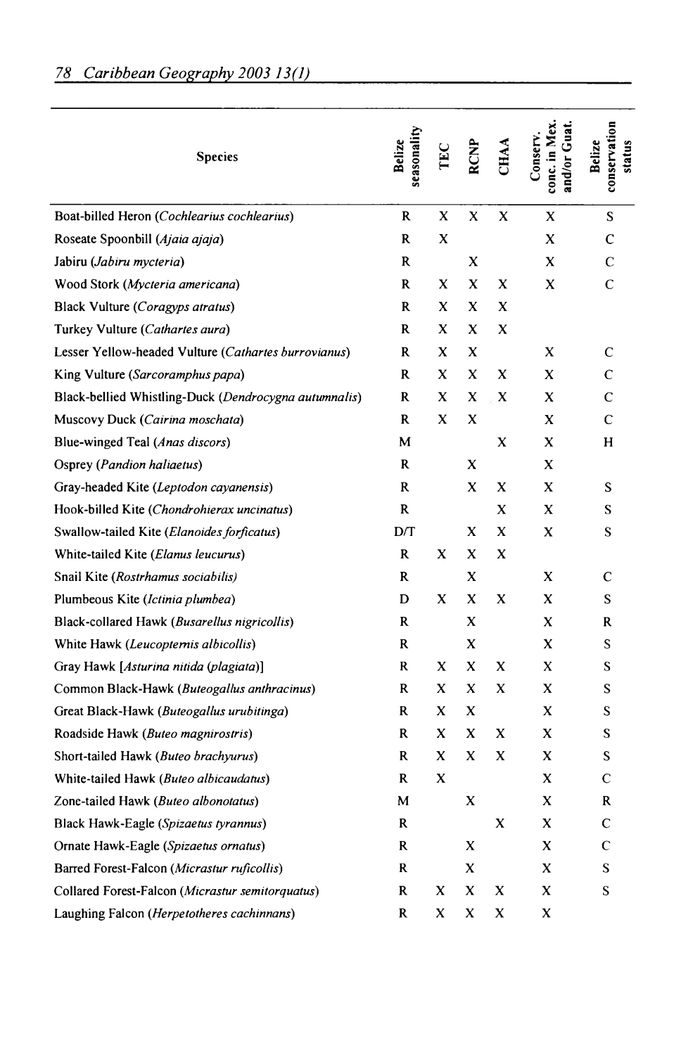| Species | Belize seasonality | TEC | RCNP | CHAA | Conserv. conc. in Mex. and/or Guat. | Belize conservation status |
|---|---|---|---|---|---|---|
| Boat-billed Heron (*Cochlearius cochlearius*) | R | X | X | X | X | S |
| Roseate Spoonbill (*Ajaia ajaja*) | R | X | | | X | C |
| Jabiru (*Jabiru mycteria*) | R | | X | | X | C |
| Wood Stork (*Mycteria americana*) | R | X | X | X | X | C |
| Black Vulture (*Coragyps atratus*) | R | X | X | X | | |
| Turkey Vulture (*Cathartes aura*) | R | X | X | X | | |
| Lesser Yellow-headed Vulture (*Cathartes burrovianus*) | R | X | X | | X | C |
| King Vulture (*Sarcoramphus papa*) | R | X | X | X | X | C |
| Black-bellied Whistling-Duck (*Dendrocygna autumnalis*) | R | X | X | X | X | C |
| Muscovy Duck (*Cairina moschata*) | R | X | X | | X | C |
| Blue-winged Teal (*Anas discors*) | M | | | X | X | H |
| Osprey (*Pandion haliaetus*) | R | | X | | X | |
| Gray-headed Kite (*Leptodon cayanensis*) | R | | X | X | X | S |
| Hook-billed Kite (*Chondrohierax uncinatus*) | R | | | X | X | S |
| Swallow-tailed Kite (*Elanoides forficatus*) | D/T | | X | X | X | S |
| White-tailed Kite (*Elanus leucurus*) | R | X | X | X | | |
| Snail Kite (*Rostrhamus sociabilis)* | R | | X | | X | C |
| Plumbeous Kite (*Ictinia plumbea*) | D | X | X | X | X | S |
| Black-collared Hawk (*Busarellus nigricollis*) | R | | X | | X | R |
| White Hawk (*Leucopternis albicollis*) | R | | X | | X | S |
| Gray Hawk [*Asturina nitida* (*plagiata*)] | R | X | X | X | X | S |
| Common Black-Hawk (*Buteogallus anthracinus*) | R | X | X | X | X | S |
| Great Black-Hawk (*Buteogallus urubitinga*) | R | X | X | | X | S |
| Roadside Hawk (*Buteo magnirostris*) | R | X | X | X | X | S |
| Short-tailed Hawk (*Buteo brachyurus*) | R | X | X | X | X | S |
| White-tailed Hawk (*Buteo albicaudatus*) | R | X | | | X | C |
| Zone-tailed Hawk (*Buteo albonotatus*) | M | | X | | X | R |
| Black Hawk-Eagle (*Spizaetus tyrannus*) | R | | | X | X | C |
| Ornate Hawk-Eagle (*Spizaetus ornatus*) | R | | X | | X | C |
| Barred Forest-Falcon (*Micrastur ruficollis*) | R | | X | | X | S |
| Collared Forest-Falcon (*Micrastur semitorquatus*) | R | X | X | X | X | S |
| Laughing Falcon (*Herpetotheres cachinnans*) | R | X | X | X | X | |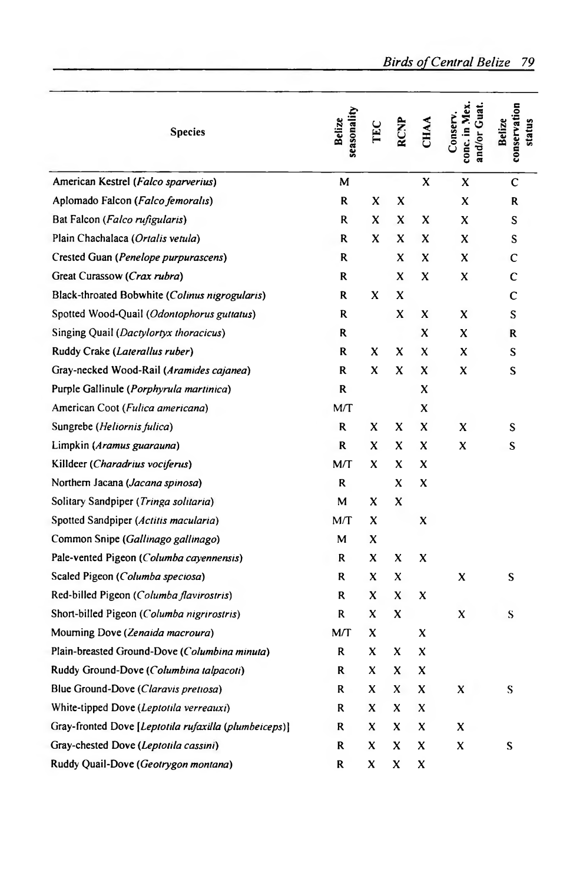| Species | Belize seasonality | TEC | RCNP | CHAA | Conserv. conc. in Mex. and/or Guat. | Belize conservation status |
|---|---|---|---|---|---|---|
| American Kestrel (*Falco sparverius*) | M | | | X | X | C |
| Aplomado Falcon (*Falco femoralis*) | R | X | X | | X | R |
| Bat Falcon (*Falco rufigularis*) | R | X | X | X | X | S |
| Plain Chachalaca (*Ortalis vetula*) | R | X | X | X | X | S |
| Crested Guan (*Penelope purpurascens*) | R | | X | X | X | C |
| Great Curassow (*Crax rubra*) | R | | X | X | X | C |
| Black-throated Bobwhite (*Colinus nigrogularis*) | R | X | X | | | C |
| Spotted Wood-Quail (*Odontophorus guttatus*) | R | | X | X | X | S |
| Singing Quail (*Dactylortyx thoracicus*) | R | | | X | X | R |
| Ruddy Crake (*Laterallus ruber*) | R | X | X | X | X | S |
| Gray-necked Wood-Rail (*Aramides cajanea*) | R | X | X | X | X | S |
| Purple Gallinule (*Porphyrula martinica*) | R | | | X | | |
| American Coot (*Fulica americana*) | M/T | | | X | | |
| Sungrebe (*Heliornis fulica*) | R | X | X | X | X | S |
| Limpkin (*Aramus guarauna*) | R | X | X | X | X | S |
| Killdeer (*Charadrius vociferus*) | M/T | X | X | X | | |
| Northern Jacana (*Jacana spinosa*) | R | | X | X | | |
| Solitary Sandpiper (*Tringa solitaria*) | M | X | X | | | |
| Spotted Sandpiper (*Actitis macularia*) | M/T | X | | X | | |
| Common Snipe (*Gallinago gallinago*) | M | X | | | | |
| Pale-vented Pigeon (*Columba cayennensis*) | R | X | X | X | | |
| Scaled Pigeon (*Columba speciosa*) | R | X | X | | X | S |
| Red-billed Pigeon (*Columba flavirostris*) | R | X | X | X | | |
| Short-billed Pigeon (*Columba nigrirostris*) | R | X | X | | X | S |
| Mourning Dove (*Zenaida macroura*) | M/T | X | | X | | |
| Plain-breasted Ground-Dove (*Columbina minuta*) | R | X | X | X | | |
| Ruddy Ground-Dove (*Columbina talpacoti*) | R | X | X | X | | |
| Blue Ground-Dove (*Claravis pretiosa*) | R | X | X | X | X | S |
| White-tipped Dove (*Leptotila verreauxi*) | R | X | X | X | | |
| Gray-fronted Dove [*Leptotila rufaxilla* (*plumbeiceps*)] | R | X | X | X | X | |
| Gray-chested Dove (*Leptotila cassini*) | R | X | X | X | X | S |
| Ruddy Quail-Dove (*Geotrygon montana*) | R | X | X | X | | |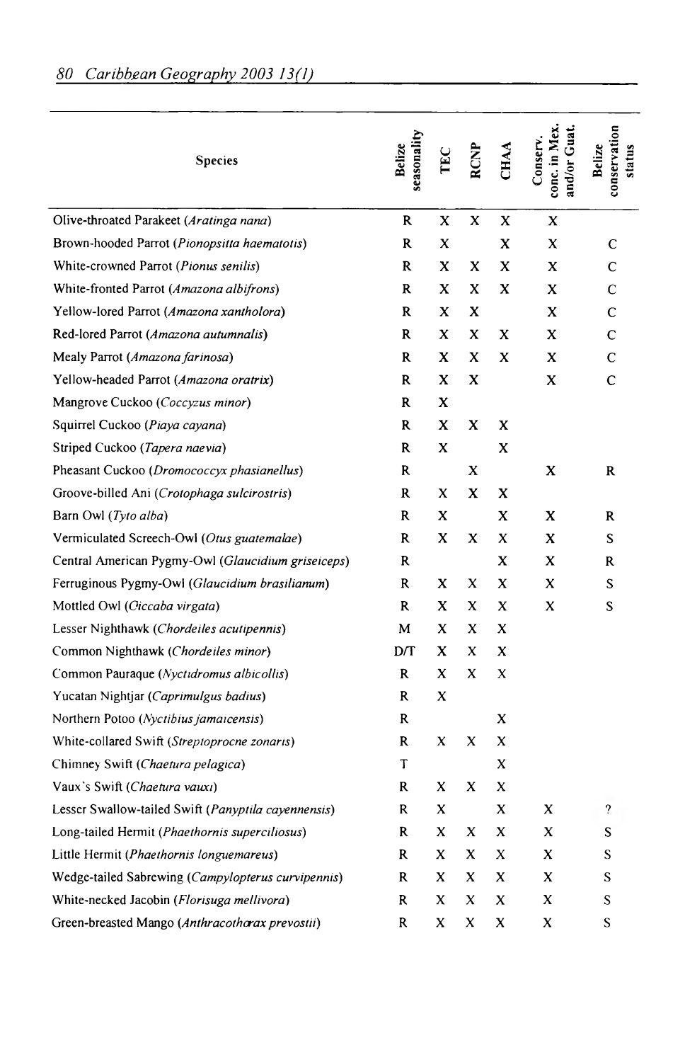| Species | Belize seasonality | TEC | RCNP | CHAA | Conserv. conc. in Mex. and/or Guat. | Belize conservation status |
|---|---|---|---|---|---|---|
| Olive-throated Parakeet (*Aratinga nana*) | R | X | X | X | X | |
| Brown-hooded Parrot (*Pionopsitta haematotis*) | R | X | | X | X | C |
| White-crowned Parrot (*Pionus senilis*) | R | X | X | X | X | C |
| White-fronted Parrot (*Amazona albifrons*) | R | X | X | X | X | C |
| Yellow-lored Parrot (*Amazona xantholora*) | R | X | X | | X | C |
| Red-lored Parrot (*Amazona autumnalis*) | R | X | X | X | X | C |
| Mealy Parrot (*Amazona farinosa*) | R | X | X | X | X | C |
| Yellow-headed Parrot (*Amazona oratrix*) | R | X | X | | X | C |
| Mangrove Cuckoo (*Coccyzus minor*) | R | X | | | | |
| Squirrel Cuckoo (*Piaya cayana*) | R | X | X | X | | |
| Striped Cuckoo (*Tapera naevia*) | R | X | | X | | |
| Pheasant Cuckoo (*Dromococcyx phasianellus*) | R | | X | | X | R |
| Groove-billed Ani (*Crotophaga sulcirostris*) | R | X | X | X | | |
| Barn Owl (*Tyto alba*) | R | X | | X | X | R |
| Vermiculated Screech-Owl (*Otus guatemalae*) | R | X | X | X | X | S |
| Central American Pygmy-Owl (*Glaucidium griseiceps*) | R | | | X | X | R |
| Ferruginous Pygmy-Owl (*Glaucidium brasilianum*) | R | X | X | X | X | S |
| Mottled Owl (*Ciccaba virgata*) | R | X | X | X | X | S |
| Lesser Nighthawk (*Chordeiles acutipennis*) | M | X | X | X | | |
| Common Nighthawk (*Chordeiles minor*) | D/T | X | X | X | | |
| Common Pauraque (*Nyctidromus albicollis*) | R | X | X | X | | |
| Yucatan Nightjar (*Caprimulgus badius*) | R | X | | | | |
| Northern Potoo (*Nyctibius jamaicensis*) | R | | | X | | |
| White-collared Swift (*Streptoprocne zonaris*) | R | X | X | X | | |
| Chimney Swift (*Chaetura pelagica*) | T | | | X | | |
| Vaux's Swift (*Chaetura vauxi*) | R | X | X | X | | |
| Lesser Swallow-tailed Swift (*Panyptila cayennensis*) | R | X | | X | X | ? |
| Long-tailed Hermit (*Phaethornis superciliosus*) | R | X | X | X | X | S |
| Little Hermit (*Phaethornis longuemareus*) | R | X | X | X | X | S |
| Wedge-tailed Sabrewing (*Campylopterus curvipennis*) | R | X | X | X | X | S |
| White-necked Jacobin (*Florisuga mellivora*) | R | X | X | X | X | S |
| Green-breasted Mango (*Anthracothorax prevostii*) | R | X | X | X | X | S |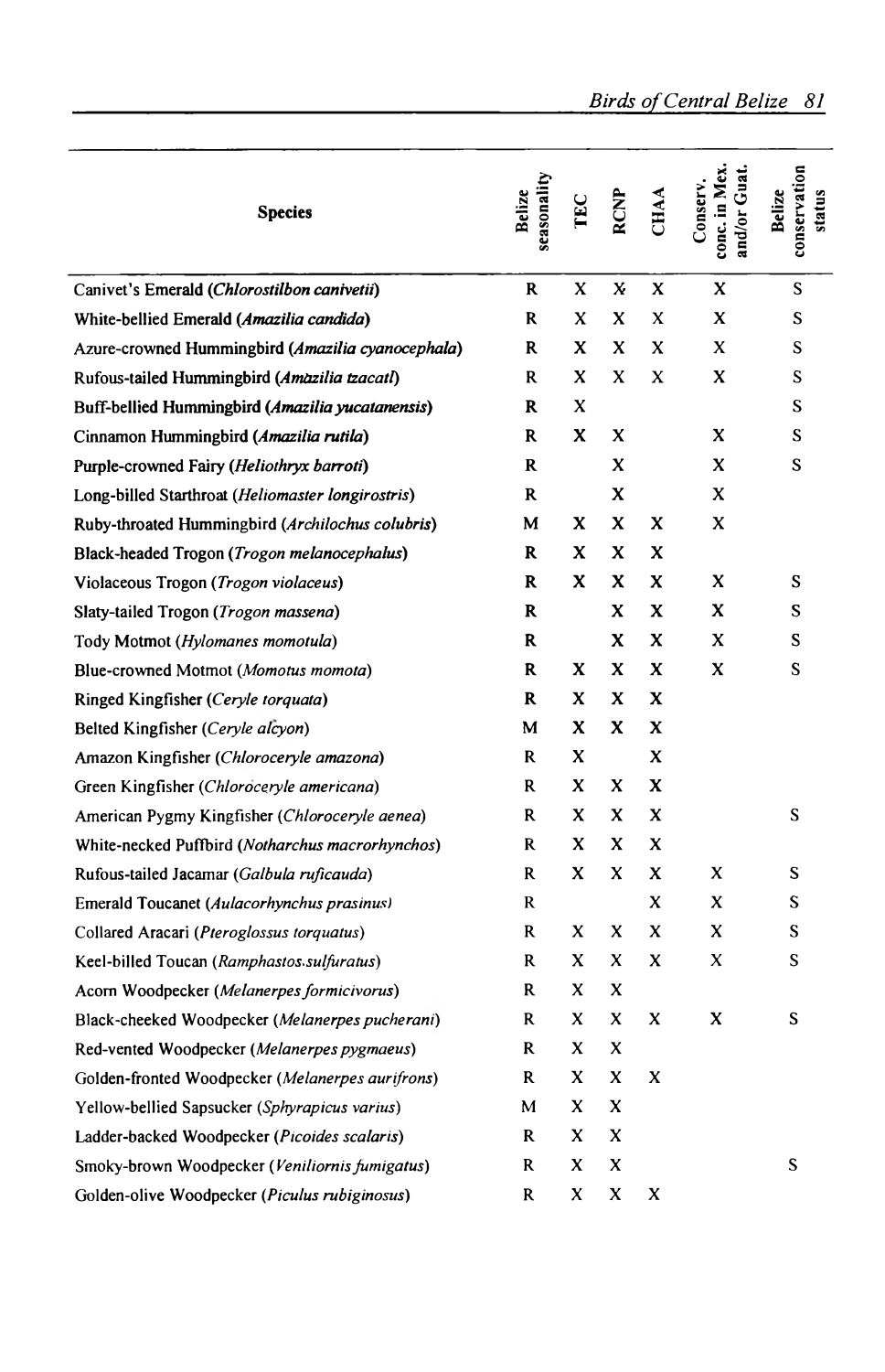| Species | Belize seasonality | TEC | RCNP | CHAA | Conserv. conc. in Mex. and/or Guat. | Belize conservation status |
|---|---|---|---|---|---|---|
| Canivet's Emerald (***Chlorostilbon canivetii***) | R | X | X | X | X | S |
| White-bellied Emerald (***Amazilia candida***) | R | X | X | X | X | S |
| Azure-crowned Hummingbird (***Amazilia cyanocephala***) | R | X | X | X | X | S |
| Rufous-tailed Hummingbird (***Amazilia tzacatl***) | R | X | X | X | X | S |
| Buff-bellied Hummingbird (***Amazilia yucatanensis***) | R | X | | | | S |
| Cinnamon Hummingbird (***Amazilia rutila***) | R | X | X | | X | S |
| Purple-crowned Fairy (***Heliothryx barroti***) | R | | X | | X | S |
| Long-billed Starthroat (*Heliomaster longirostris*) | R | | X | | X | |
| Ruby-throated Hummingbird (*Archilochus colubris*) | M | X | X | X | X | |
| Black-headed Trogon (*Trogon melanocephalus*) | R | X | X | X | | |
| Violaceous Trogon (*Trogon violaceus*) | R | X | X | X | X | S |
| Slaty-tailed Trogon (*Trogon massena*) | R | | X | X | X | S |
| Tody Motmot (*Hylomanes momotula*) | R | | X | X | X | S |
| Blue-crowned Motmot (*Momotus momota*) | R | X | X | X | X | S |
| Ringed Kingfisher (*Ceryle torquata*) | R | X | X | X | | |
| Belted Kingfisher (*Ceryle alcyon*) | M | X | X | X | | |
| Amazon Kingfisher (*Chloroceryle amazona*) | R | X | | X | | |
| Green Kingfisher (*Chloroceryle americana*) | R | X | X | X | | |
| American Pygmy Kingfisher (*Chloroceryle aenea*) | R | X | X | X | | S |
| White-necked Puffbird (*Notharchus macrorhynchos*) | R | X | X | X | | |
| Rufous-tailed Jacamar (*Galbula ruficauda*) | R | X | X | X | X | S |
| Emerald Toucanet (*Aulacorhynchus prasinus*) | R | | | X | X | S |
| Collared Aracari (*Pteroglossus torquatus*) | R | X | X | X | X | S |
| Keel-billed Toucan (*Ramphastos sulfuratus*) | R | X | X | X | X | S |
| Acorn Woodpecker (*Melanerpes formicivorus*) | R | X | X | | | |
| Black-cheeked Woodpecker (*Melanerpes pucherani*) | R | X | X | X | X | S |
| Red-vented Woodpecker (*Melanerpes pygmaeus*) | R | X | X | | | |
| Golden-fronted Woodpecker (*Melanerpes aurifrons*) | R | X | X | X | | |
| Yellow-bellied Sapsucker (*Sphyrapicus varius*) | M | X | X | | | |
| Ladder-backed Woodpecker (*Picoides scalaris*) | R | X | X | | | |
| Smoky-brown Woodpecker (*Veniliornis fumigatus*) | R | X | X | | | S |
| Golden-olive Woodpecker (*Piculus rubiginosus*) | R | X | X | X | | |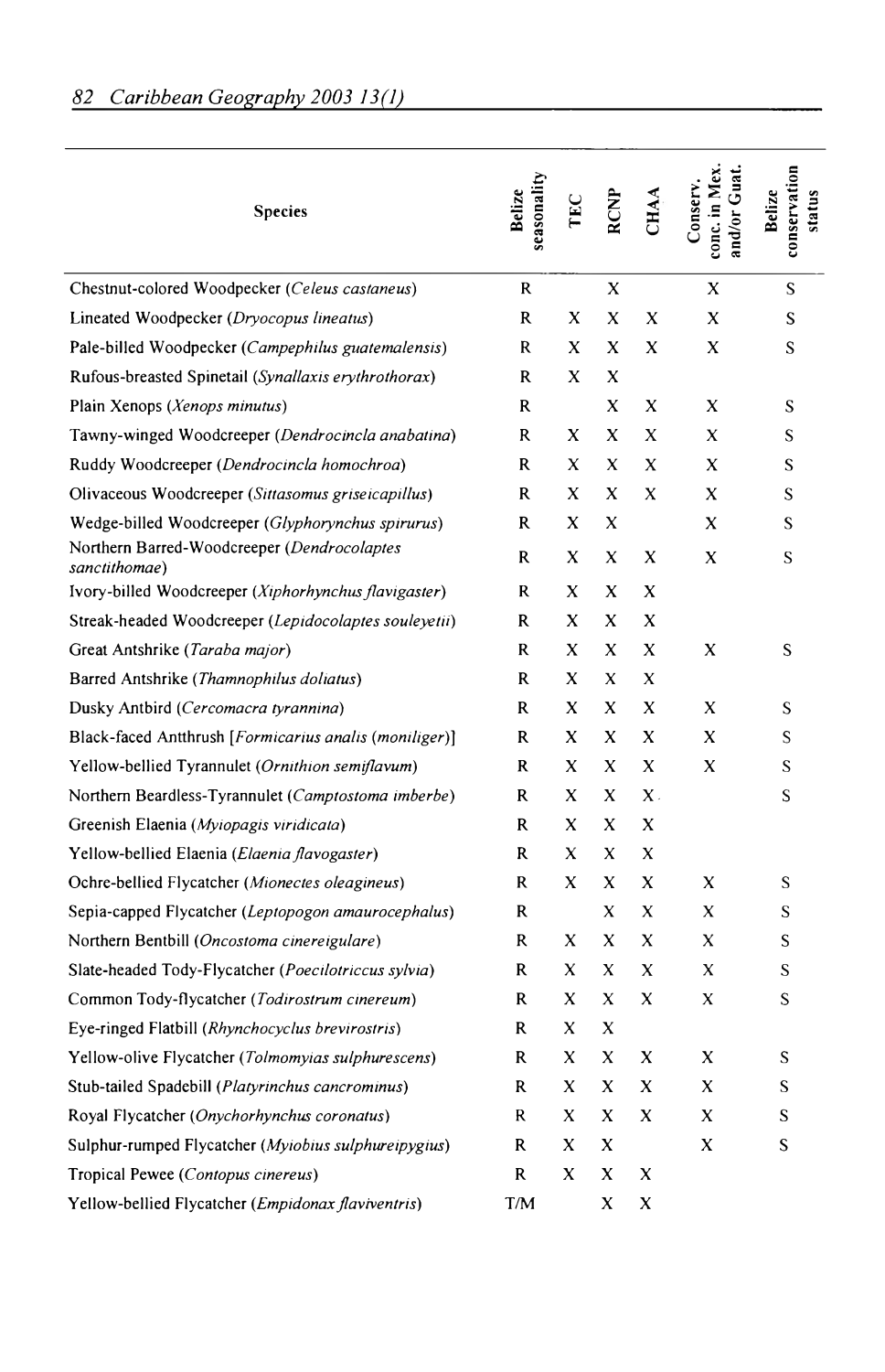| Species | Belize seasonality | TEC | RCNP | CHAA | Conserv. conc. in Mex. and/or Guat. | Belize conservation status |
|---|---|---|---|---|---|---|
| Chestnut-colored Woodpecker (*Celeus castaneus*) | R | | X | | X | S |
| Lineated Woodpecker (*Dryocopus lineatus*) | R | X | X | X | X | S |
| Pale-billed Woodpecker (*Campephilus guatemalensis*) | R | X | X | X | X | S |
| Rufous-breasted Spinetail (*Synallaxis erythrothorax*) | R | X | X | | | |
| Plain Xenops (*Xenops minutus*) | R | | X | X | X | S |
| Tawny-winged Woodcreeper (*Dendrocincla anabatina*) | R | X | X | X | X | S |
| Ruddy Woodcreeper (*Dendrocincla homochroa*) | R | X | X | X | X | S |
| Olivaceous Woodcreeper (*Sittasomus griseicapillus*) | R | X | X | X | X | S |
| Wedge-billed Woodcreeper (*Glyphorynchus spirurus*) | R | X | X | | X | S |
| Northern Barred-Woodcreeper (*Dendrocolaptes sanctithomae*) | R | X | X | X | X | S |
| Ivory-billed Woodcreeper (*Xiphorhynchus flavigaster*) | R | X | X | X | | |
| Streak-headed Woodcreeper (*Lepidocolaptes souleyetii*) | R | X | X | X | | |
| Great Antshrike (*Taraba major*) | R | X | X | X | X | S |
| Barred Antshrike (*Thamnophilus doliatus*) | R | X | X | X | | |
| Dusky Antbird (*Cercomacra tyrannina*) | R | X | X | X | X | S |
| Black-faced Antthrush [*Formicarius analis* (*moniliger*)] | R | X | X | X | X | S |
| Yellow-bellied Tyrannulet (*Ornithion semiflavum*) | R | X | X | X | X | S |
| Northern Beardless-Tyrannulet (*Camptostoma imberbe*) | R | X | X | X | | S |
| Greenish Elaenia (*Myiopagis viridicata*) | R | X | X | X | | |
| Yellow-bellied Elaenia (*Elaenia flavogaster*) | R | X | X | X | | |
| Ochre-bellied Flycatcher (*Mionectes oleagineus*) | R | X | X | X | X | S |
| Sepia-capped Flycatcher (*Leptopogon amaurocephalus*) | R | | X | X | X | S |
| Northern Bentbill (*Oncostoma cinereigulare*) | R | X | X | X | X | S |
| Slate-headed Tody-Flycatcher (*Poecilotriccus sylvia*) | R | X | X | X | X | S |
| Common Tody-flycatcher (*Todirostrum cinereum*) | R | X | X | X | X | S |
| Eye-ringed Flatbill (*Rhynchocyclus brevirostris*) | R | X | X | | | |
| Yellow-olive Flycatcher (*Tolmomyias sulphurescens*) | R | X | X | X | X | S |
| Stub-tailed Spadebill (*Platyrinchus cancrominus*) | R | X | X | X | X | S |
| Royal Flycatcher (*Onychorhynchus coronatus*) | R | X | X | X | X | S |
| Sulphur-rumped Flycatcher (*Myiobius sulphureipygius*) | R | X | X | | X | S |
| Tropical Pewee (*Contopus cinereus*) | R | X | X | X | | |
| Yellow-bellied Flycatcher (*Empidonax flaviventris*) | T/M | | X | X | | |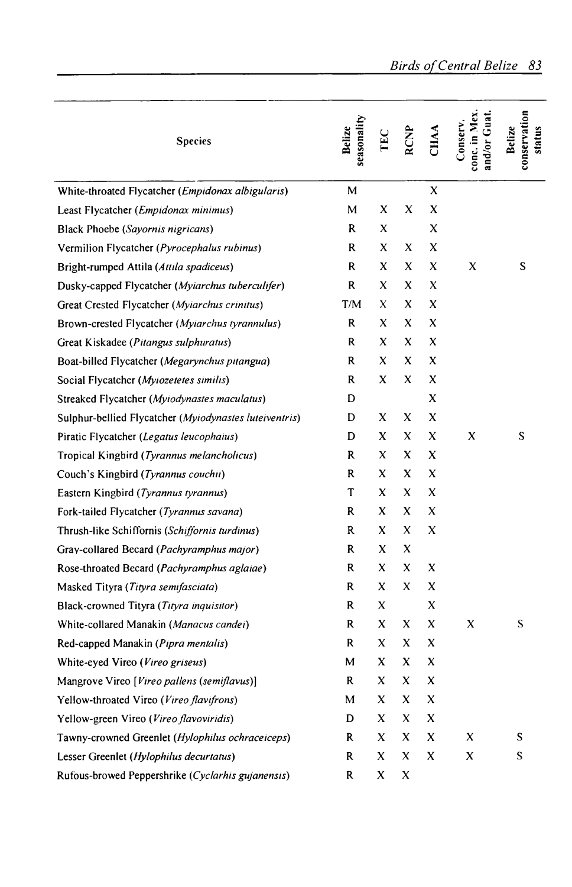| Species | Belize seasonality | TEC | RCNP | CHAA | Conserv. conc. in Mex. and/or Guat. | Belize conservation status |
|---|---|---|---|---|---|---|
| White-throated Flycatcher (*Empidonax albigularis*) | M | | | X | | |
| Least Flycatcher (*Empidonax minimus*) | M | X | X | X | | |
| Black Phoebe (*Sayornis nigricans*) | R | X | | X | | |
| Vermilion Flycatcher (*Pyrocephalus rubinus*) | R | X | X | X | | |
| Bright-rumped Attila (*Attila spadiceus*) | R | X | X | X | X | S |
| Dusky-capped Flycatcher (*Myiarchus tuberculifer*) | R | X | X | X | | |
| Great Crested Flycatcher (*Myiarchus crinitus*) | T/M | X | X | X | | |
| Brown-crested Flycatcher (*Myiarchus tyrannulus*) | R | X | X | X | | |
| Great Kiskadee (*Pitangus sulphuratus*) | R | X | X | X | | |
| Boat-billed Flycatcher (*Megarynchus pitangua*) | R | X | X | X | | |
| Social Flycatcher (*Myiozetetes similis*) | R | X | X | X | | |
| Streaked Flycatcher (*Myiodynastes maculatus*) | D | | | X | | |
| Sulphur-bellied Flycatcher (*Myiodynastes luteiventris*) | D | X | X | X | | |
| Piratic Flycatcher (*Legatus leucophaius*) | D | X | X | X | X | S |
| Tropical Kingbird (*Tyrannus melancholicus*) | R | X | X | X | | |
| Couch's Kingbird (*Tyrannus couchii*) | R | X | X | X | | |
| Eastern Kingbird (*Tyrannus tyrannus*) | T | X | X | X | | |
| Fork-tailed Flycatcher (*Tyrannus savana*) | R | X | X | X | | |
| Thrush-like Schiffornis (*Schiffornis turdinus*) | R | X | X | X | | |
| Gray-collared Becard (*Pachyramphus major*) | R | X | X | | | |
| Rose-throated Becard (*Pachyramphus aglaiae*) | R | X | X | X | | |
| Masked Tityra (*Tityra semifasciata*) | R | X | X | X | | |
| Black-crowned Tityra (*Tityra inquisitor*) | R | X | | X | | |
| White-collared Manakin (*Manacus candei*) | R | X | X | X | X | S |
| Red-capped Manakin (*Pipra mentalis*) | R | X | X | X | | |
| White-eyed Vireo (*Vireo griseus*) | M | X | X | X | | |
| Mangrove Vireo [*Vireo pallens (semiflavus)*] | R | X | X | X | | |
| Yellow-throated Vireo (*Vireo flavifrons*) | M | X | X | X | | |
| Yellow-green Vireo (*Vireo flavoviridis*) | D | X | X | X | | |
| Tawny-crowned Greenlet (*Hylophilus ochraceiceps*) | R | X | X | X | X | S |
| Lesser Greenlet (*Hylophilus decurtatus*) | R | X | X | X | X | S |
| Rufous-browed Peppershrike (*Cyclarhis gujanensis*) | R | X | X | | | |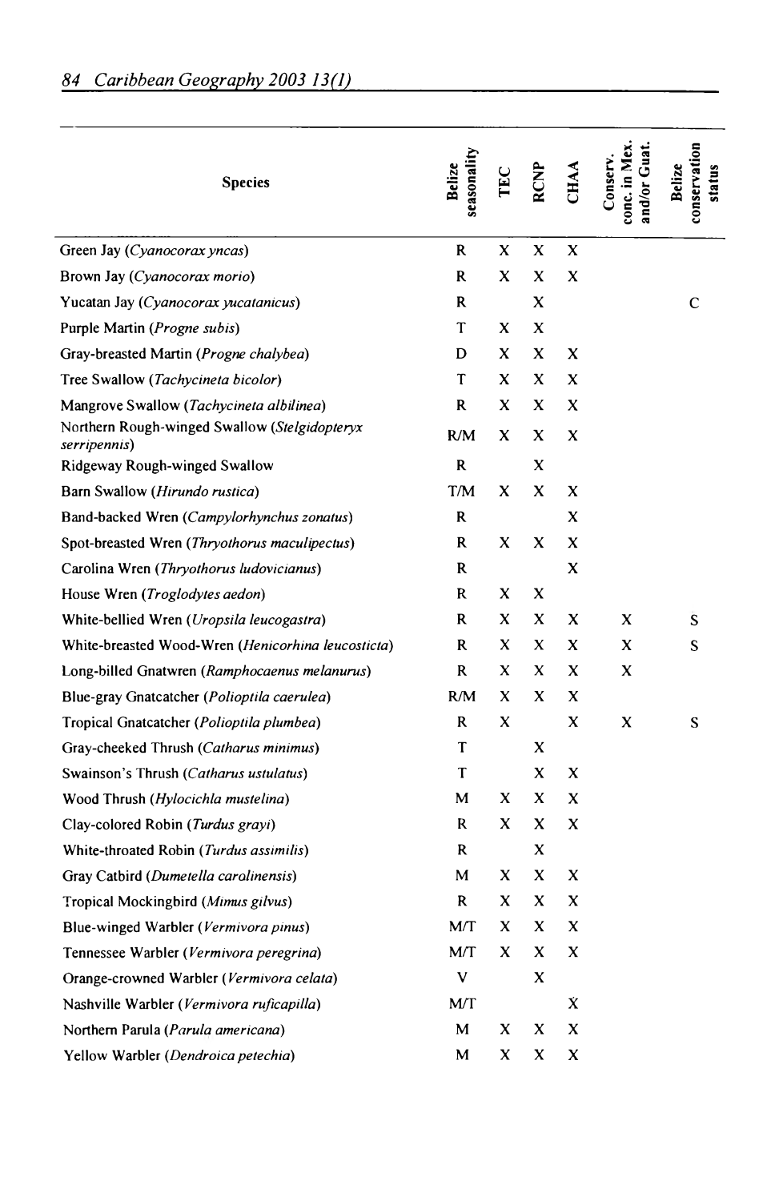| Species | Belize seasonality | TEC | RCNP | CHAA | Conserv. conc. in Mex. and/or Guat. | Belize conservation status |
|---|---|---|---|---|---|---|
| Green Jay (*Cyanocorax yncas*) | R | X | X | X | | |
| Brown Jay (*Cyanocorax morio*) | R | X | X | X | | |
| Yucatan Jay (*Cyanocorax yucatanicus*) | R | | X | | | C |
| Purple Martin (*Progne subis*) | T | X | X | | | |
| Gray-breasted Martin (*Progne chalybea*) | D | X | X | X | | |
| Tree Swallow (*Tachycineta bicolor*) | T | X | X | X | | |
| Mangrove Swallow (*Tachycineta albilinea*) | R | X | X | X | | |
| Northern Rough-winged Swallow (*Stelgidopteryx serripennis*) | R/M | X | X | X | | |
| Ridgeway Rough-winged Swallow | R | | X | | | |
| Barn Swallow (*Hirundo rustica*) | T/M | X | X | X | | |
| Band-backed Wren (*Campylorhynchus zonatus*) | R | | | X | | |
| Spot-breasted Wren (*Thryothorus maculipectus*) | R | X | X | X | | |
| Carolina Wren (*Thryothorus ludovicianus*) | R | | | X | | |
| House Wren (*Troglodytes aedon*) | R | X | X | | | |
| White-bellied Wren (*Uropsila leucogastra*) | R | X | X | X | X | S |
| White-breasted Wood-Wren (*Henicorhina leucosticta*) | R | X | X | X | X | S |
| Long-billed Gnatwren (*Ramphocaenus melanurus*) | R | X | X | X | X | |
| Blue-gray Gnatcatcher (*Polioptila caerulea*) | R/M | X | X | X | | |
| Tropical Gnatcatcher (*Polioptila plumbea*) | R | X | | X | X | S |
| Gray-cheeked Thrush (*Catharus minimus*) | T | | X | | | |
| Swainson's Thrush (*Catharus ustulatus*) | T | | X | X | | |
| Wood Thrush (*Hylocichla mustelina*) | M | X | X | X | | |
| Clay-colored Robin (*Turdus grayi*) | R | X | X | X | | |
| White-throated Robin (*Turdus assimilis*) | R | | X | | | |
| Gray Catbird (*Dumetella carolinensis*) | M | X | X | X | | |
| Tropical Mockingbird (*Mimus gilvus*) | R | X | X | X | | |
| Blue-winged Warbler (*Vermivora pinus*) | M/T | X | X | X | | |
| Tennessee Warbler (*Vermivora peregrina*) | M/T | X | X | X | | |
| Orange-crowned Warbler (*Vermivora celata*) | V | | X | | | |
| Nashville Warbler (*Vermivora ruficapilla*) | M/T | | | X | | |
| Northern Parula (*Parula americana*) | M | X | X | X | | |
| Yellow Warbler (*Dendroica petechia*) | M | X | X | X | | |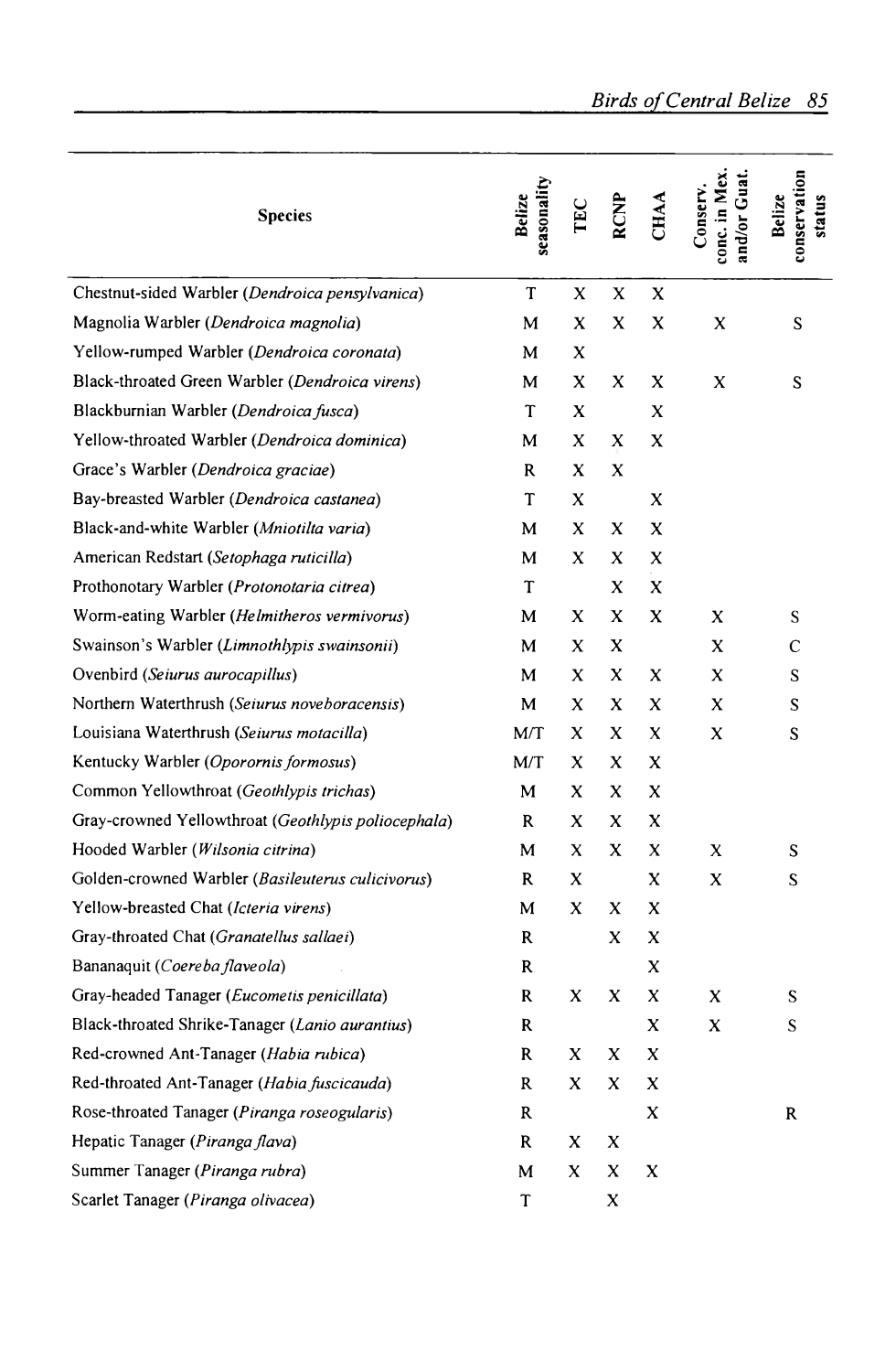| Species | Belize seasonality | TEC | RCNP | CHAA | Conserv. conc. in Mex. and/or Guat. | Belize conservation status |
|---|---|---|---|---|---|---|
| Chestnut-sided Warbler (*Dendroica pensylvanica*) | T | X | X | X | | |
| Magnolia Warbler (*Dendroica magnolia*) | M | X | X | X | X | S |
| Yellow-rumped Warbler (*Dendroica coronata*) | M | X | | | | |
| Black-throated Green Warbler (*Dendroica virens*) | M | X | X | X | X | S |
| Blackburnian Warbler (*Dendroica fusca*) | T | X | | X | | |
| Yellow-throated Warbler (*Dendroica dominica*) | M | X | X | X | | |
| Grace's Warbler (*Dendroica graciae*) | R | X | X | | | |
| Bay-breasted Warbler (*Dendroica castanea*) | T | X | | X | | |
| Black-and-white Warbler (*Mniotilta varia*) | M | X | X | X | | |
| American Redstart (*Setophaga ruticilla*) | M | X | X | X | | |
| Prothonotary Warbler (*Protonotaria citrea*) | T | | X | X | | |
| Worm-eating Warbler (*Helmitheros vermivorus*) | M | X | X | X | X | S |
| Swainson's Warbler (*Limnothlypis swainsonii*) | M | X | X | | X | C |
| Ovenbird (*Seiurus aurocapillus*) | M | X | X | X | X | S |
| Northern Waterthrush (*Seiurus noveboracensis*) | M | X | X | X | X | S |
| Louisiana Waterthrush (*Seiurus motacilla*) | M/T | X | X | X | X | S |
| Kentucky Warbler (*Oporornis formosus*) | M/T | X | X | X | | |
| Common Yellowthroat (*Geothlypis trichas*) | M | X | X | X | | |
| Gray-crowned Yellowthroat (*Geothlypis poliocephala*) | R | X | X | X | | |
| Hooded Warbler (*Wilsonia citrina*) | M | X | X | X | X | S |
| Golden-crowned Warbler (*Basileuterus culicivorus*) | R | X | | X | X | S |
| Yellow-breasted Chat (*Icteria virens*) | M | X | X | X | | |
| Gray-throated Chat (*Granatellus sallaei*) | R | | X | X | | |
| Bananaquit (*Coereba flaveola*) | R | | | X | | |
| Gray-headed Tanager (*Eucometis penicillata*) | R | X | X | X | X | S |
| Black-throated Shrike-Tanager (*Lanio aurantius*) | R | | | X | X | S |
| Red-crowned Ant-Tanager (*Habia rubica*) | R | X | X | X | | |
| Red-throated Ant-Tanager (*Habia fuscicauda*) | R | X | X | X | | |
| Rose-throated Tanager (*Piranga roseogularis*) | R | | | X | | R |
| Hepatic Tanager (*Piranga flava*) | R | X | X | | | |
| Summer Tanager (*Piranga rubra*) | M | X | X | X | | |
| Scarlet Tanager (*Piranga olivacea*) | T | | X | | | |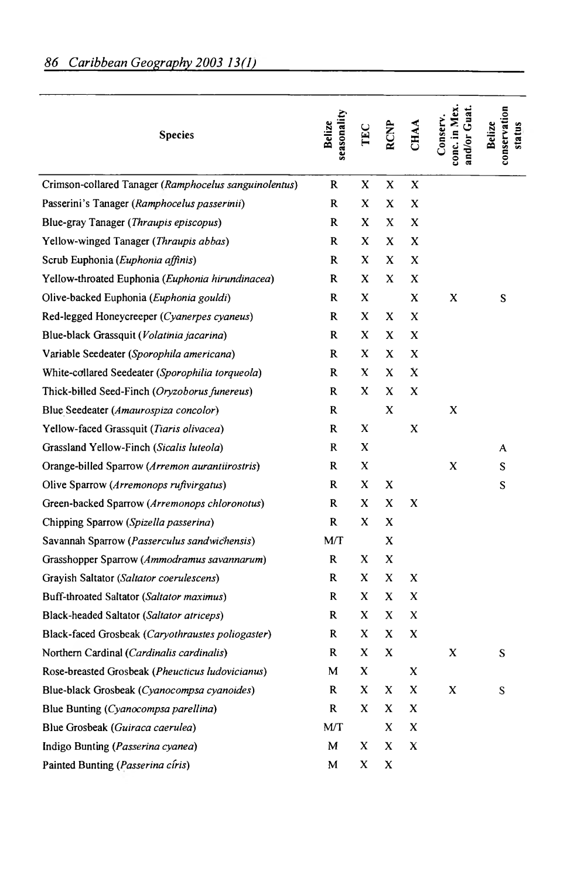| Species | Belize seasonality | TEC | RCNP | CHAA | Conserv. conc. in Mex. and/or Guat. | Belize conservation status |
|---|---|---|---|---|---|---|
| Crimson-collared Tanager (*Ramphocelus sanguinolentus*) | R | X | X | X | | |
| Passerini's Tanager (*Ramphocelus passerinii*) | R | X | X | X | | |
| Blue-gray Tanager (*Thraupis episcopus*) | R | X | X | X | | |
| Yellow-winged Tanager (*Thraupis abbas*) | R | X | X | X | | |
| Scrub Euphonia (*Euphonia affinis*) | R | X | X | X | | |
| Yellow-throated Euphonia (*Euphonia hirundinacea*) | R | X | X | X | | |
| Olive-backed Euphonia (*Euphonia gouldi*) | R | X | | X | X | S |
| Red-legged Honeycreeper (*Cyanerpes cyaneus*) | R | X | X | X | | |
| Blue-black Grassquit (*Volatinia jacarina*) | R | X | X | X | | |
| Variable Seedeater (*Sporophila americana*) | R | X | X | X | | |
| White-collared Seedeater (*Sporophilia torqueola*) | R | X | X | X | | |
| Thick-billed Seed-Finch (*Oryzoborus funereus*) | R | X | X | X | | |
| Blue Seedeater (*Amaurospiza concolor*) | R | | X | | X | |
| Yellow-faced Grassquit (*Tiaris olivacea*) | R | X | | X | | |
| Grassland Yellow-Finch (*Sicalis luteola*) | R | X | | | | A |
| Orange-billed Sparrow (*Arremon aurantiirostris*) | R | X | | | X | S |
| Olive Sparrow (*Arremonops rufivirgatus*) | R | X | X | | | S |
| Green-backed Sparrow (*Arremonops chloronotus*) | R | X | X | X | | |
| Chipping Sparrow (*Spizella passerina*) | R | X | X | | | |
| Savannah Sparrow (*Passerculus sandwichensis*) | M/T | | X | | | |
| Grasshopper Sparrow (*Ammodramus savannarum*) | R | X | X | | | |
| Grayish Saltator (*Saltator coerulescens*) | R | X | X | X | | |
| Buff-throated Saltator (*Saltator maximus*) | R | X | X | X | | |
| Black-headed Saltator (*Saltator atriceps*) | R | X | X | X | | |
| Black-faced Grosbeak (*Caryothraustes poliogaster*) | R | X | X | X | | |
| Northern Cardinal (*Cardinalis cardinalis*) | R | X | X | | X | S |
| Rose-breasted Grosbeak (*Pheucticus ludovicianus*) | M | X | | X | | |
| Blue-black Grosbeak (*Cyanocompsa cyanoides*) | R | X | X | X | X | S |
| Blue Bunting (*Cyanocompsa parellina*) | R | X | X | X | | |
| Blue Grosbeak (*Guiraca caerulea*) | M/T | | X | X | | |
| Indigo Bunting (*Passerina cyanea*) | M | X | X | X | | |
| Painted Bunting (*Passerina ciris*) | M | X | X | | | |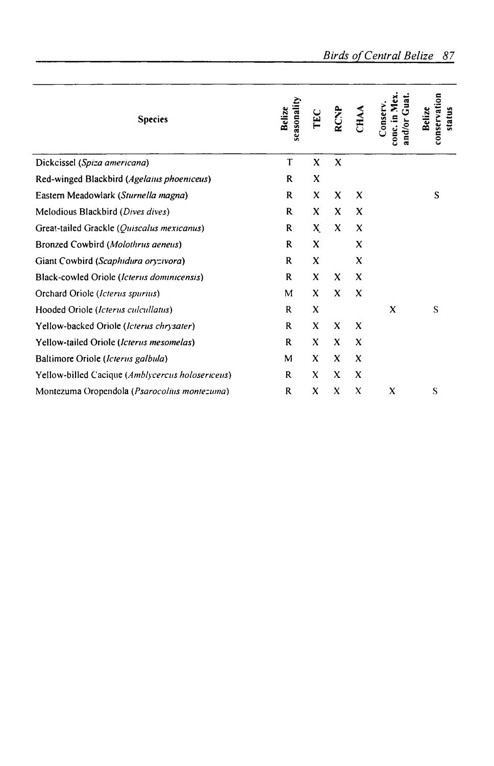| Species | Belize seasonality | TEC | RCNP | CHAA | Conserv. conc. in Mex. and/or Guat. | Belize conservation status |
|---|---|---|---|---|---|---|
| Dickcissel (*Spiza americana*) | T | X | X | | | |
| Red-winged Blackbird (*Agelaius phoeniceus*) | R | X | | | | |
| Eastern Meadowlark (*Sturnella magna*) | R | X | X | X | | S |
| Melodious Blackbird (*Dives dives*) | R | X | X | X | | |
| Great-tailed Grackle (*Quiscalus mexicanus*) | R | X | X | X | | |
| Bronzed Cowbird (*Molothrus aeneus*) | R | X | | X | | |
| Giant Cowbird (*Scaphidura oryzivora*) | R | X | | X | | |
| Black-cowled Oriole (*Icterus dominicensis*) | R | X | X | X | | |
| Orchard Oriole (*Icterus spurius*) | M | X | X | X | | |
| Hooded Oriole (*Icterus cucullatus*) | R | X | | | X | S |
| Yellow-backed Oriole (*Icterus chrysater*) | R | X | X | X | | |
| Yellow-tailed Oriole (*Icterus mesomelas*) | R | X | X | X | | |
| Baltimore Oriole (*Icterus galbula*) | M | X | X | X | | |
| Yellow-billed Cacique (*Amblycercus holosericeus*) | R | X | X | X | | |
| Montezuma Oropendola (*Psarocolius montezuma*) | R | X | X | X | X | S |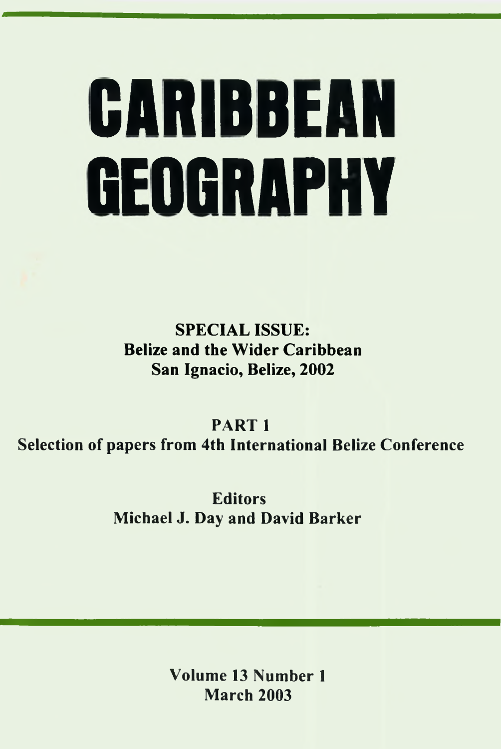# CARIBBEAN GEOGRAPHY

**SPECIAL ISSUE:**
**Belize and the Wider Caribbean**
**San Ignacio, Belize, 2002**

**PART 1**
**Selection of papers from 4th International Belize Conference**

**Editors**
**Michael J. Day and David Barker**

**Volume 13 Number 1**
**March 2003**